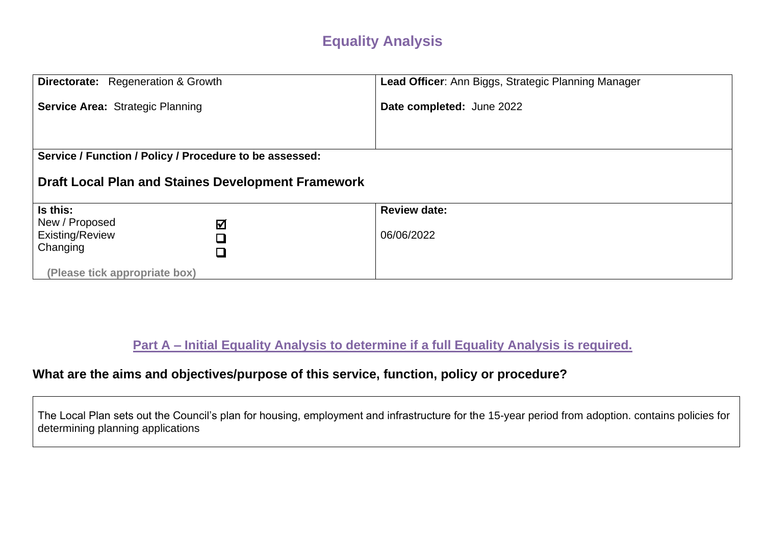# Equality Analysis

| **Directorate:** Regeneration & Growth<br><br>**Service Area:** Strategic Planning | **Lead Officer**: Ann Biggs, Strategic Planning Manager<br><br>**Date completed:** June 2022 |
|---|---|
| **Service / Function / Policy / Procedure to be assessed:**<br><br>**Draft Local Plan and Staines Development Framework** | |
| **Is this:**<br>New / Proposed ☑<br>Existing/Review ☐<br>Changing ☐<br><br>**(Please tick appropriate box)** | **Review date:**<br><br>06/06/2022 |

## Part A – Initial Equality Analysis to determine if a full Equality Analysis is required.

### What are the aims and objectives/purpose of this service, function, policy or procedure?

The Local Plan sets out the Council's plan for housing, employment and infrastructure for the 15-year period from adoption. contains policies for determining planning applications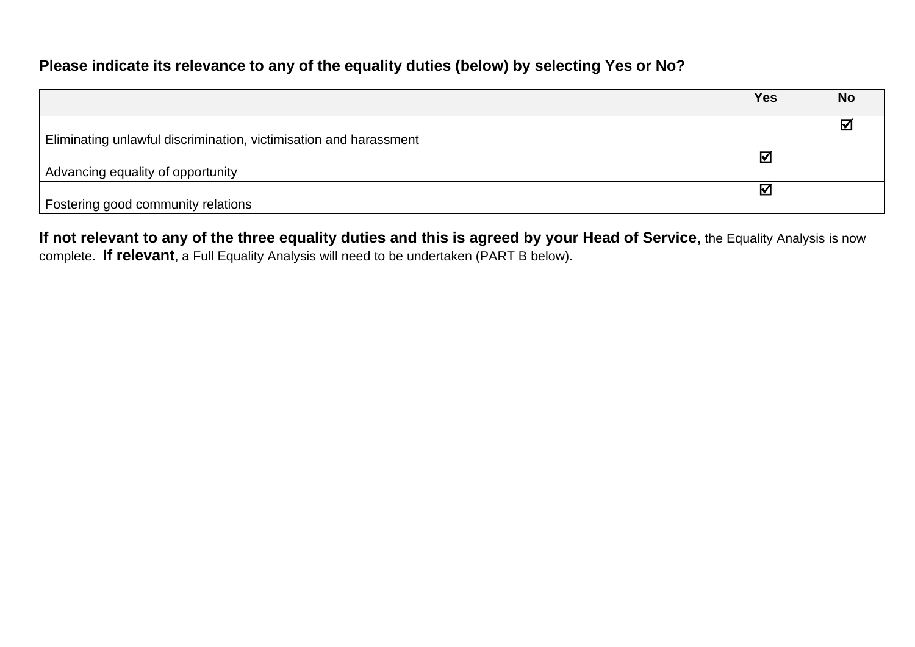**Please indicate its relevance to any of the equality duties (below) by selecting Yes or No?**

| | Yes | No |
|---|---|---|
| Eliminating unlawful discrimination, victimisation and harassment | | ☑ |
| Advancing equality of opportunity | ☑ | |
| Fostering good community relations | ☑ | |

**If not relevant to any of the three equality duties and this is agreed by your Head of Service**, the Equality Analysis is now complete. **If relevant**, a Full Equality Analysis will need to be undertaken (PART B below).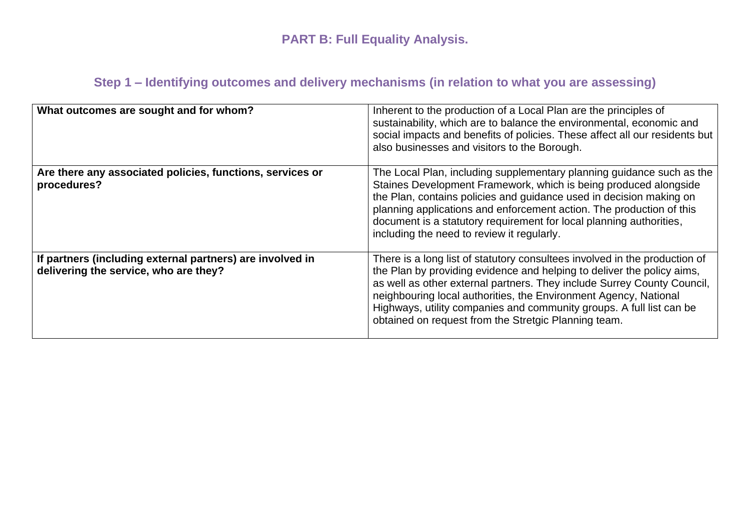## PART B: Full Equality Analysis.

### Step 1 – Identifying outcomes and delivery mechanisms (in relation to what you are assessing)

| | |
|---|---|
| **What outcomes are sought and for whom?** | Inherent to the production of a Local Plan are the principles of sustainability, which are to balance the environmental, economic and social impacts and benefits of policies. These affect all our residents but also businesses and visitors to the Borough. |
| **Are there any associated policies, functions, services or procedures?** | The Local Plan, including supplementary planning guidance such as the Staines Development Framework, which is being produced alongside the Plan, contains policies and guidance used in decision making on planning applications and enforcement action. The production of this document is a statutory requirement for local planning authorities, including the need to review it regularly. |
| **If partners (including external partners) are involved in delivering the service, who are they?** | There is a long list of statutory consultees involved in the production of the Plan by providing evidence and helping to deliver the policy aims, as well as other external partners. They include Surrey County Council, neighbouring local authorities, the Environment Agency, National Highways, utility companies and community groups. A full list can be obtained on request from the Stretgic Planning team. |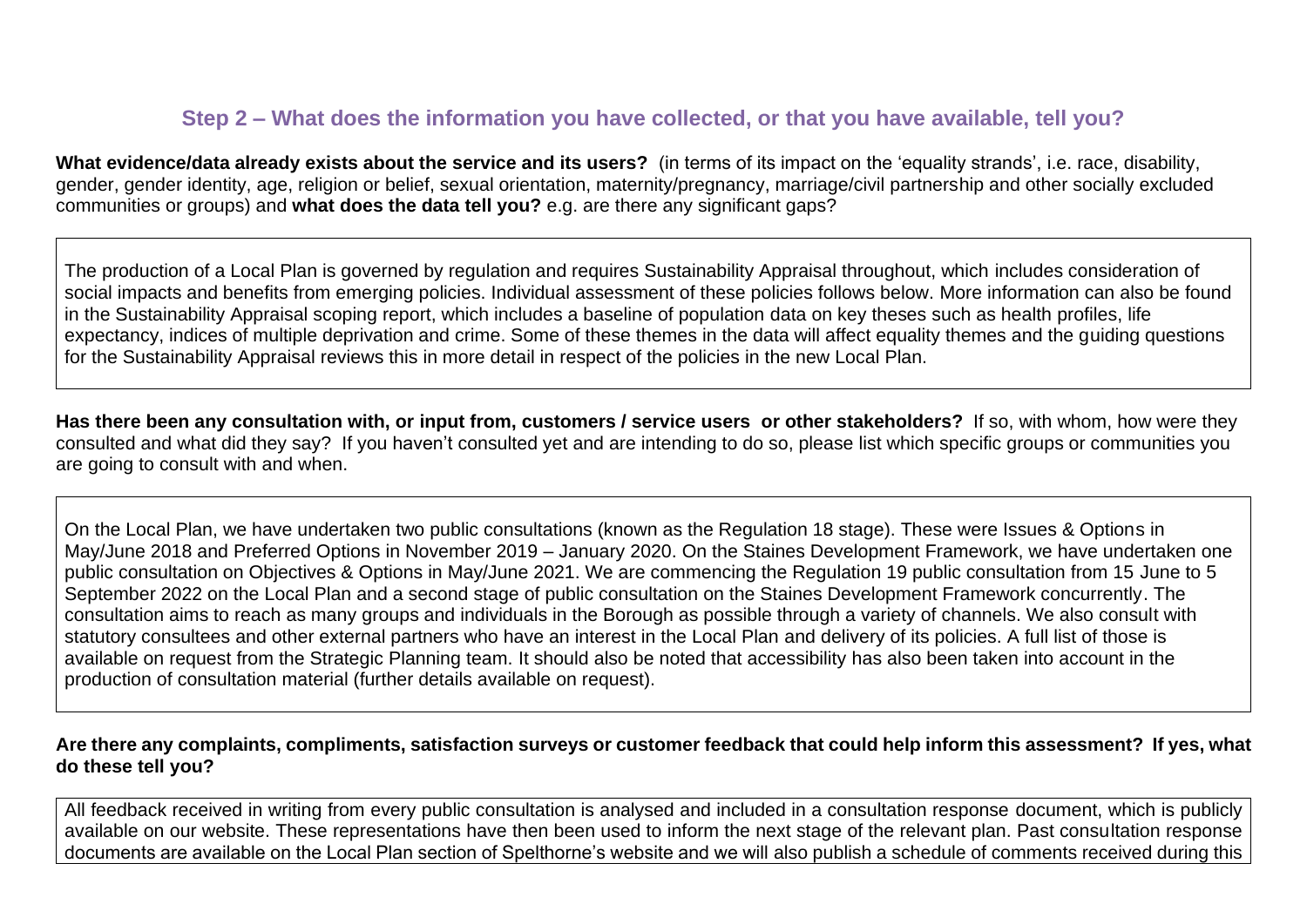## Step 2 – What does the information you have collected, or that you have available, tell you?

**What evidence/data already exists about the service and its users?** (in terms of its impact on the 'equality strands', i.e. race, disability, gender, gender identity, age, religion or belief, sexual orientation, maternity/pregnancy, marriage/civil partnership and other socially excluded communities or groups) and **what does the data tell you?** e.g. are there any significant gaps?

The production of a Local Plan is governed by regulation and requires Sustainability Appraisal throughout, which includes consideration of social impacts and benefits from emerging policies. Individual assessment of these policies follows below. More information can also be found in the Sustainability Appraisal scoping report, which includes a baseline of population data on key theses such as health profiles, life expectancy, indices of multiple deprivation and crime. Some of these themes in the data will affect equality themes and the guiding questions for the Sustainability Appraisal reviews this in more detail in respect of the policies in the new Local Plan.

**Has there been any consultation with, or input from, customers / service users or other stakeholders?** If so, with whom, how were they consulted and what did they say? If you haven't consulted yet and are intending to do so, please list which specific groups or communities you are going to consult with and when.

On the Local Plan, we have undertaken two public consultations (known as the Regulation 18 stage). These were Issues & Options in May/June 2018 and Preferred Options in November 2019 – January 2020. On the Staines Development Framework, we have undertaken one public consultation on Objectives & Options in May/June 2021. We are commencing the Regulation 19 public consultation from 15 June to 5 September 2022 on the Local Plan and a second stage of public consultation on the Staines Development Framework concurrently. The consultation aims to reach as many groups and individuals in the Borough as possible through a variety of channels. We also consult with statutory consultees and other external partners who have an interest in the Local Plan and delivery of its policies. A full list of those is available on request from the Strategic Planning team. It should also be noted that accessibility has also been taken into account in the production of consultation material (further details available on request).

**Are there any complaints, compliments, satisfaction surveys or customer feedback that could help inform this assessment? If yes, what do these tell you?**

All feedback received in writing from every public consultation is analysed and included in a consultation response document, which is publicly available on our website. These representations have then been used to inform the next stage of the relevant plan. Past consultation response documents are available on the Local Plan section of Spelthorne's website and we will also publish a schedule of comments received during this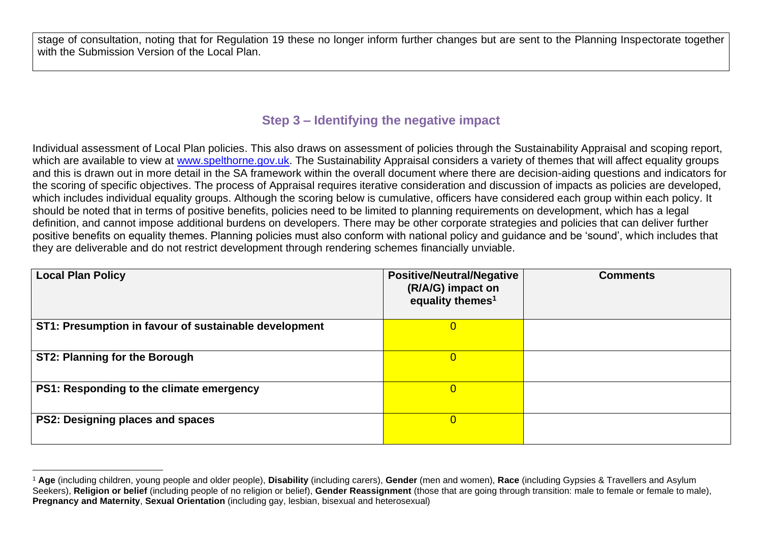stage of consultation, noting that for Regulation 19 these no longer inform further changes but are sent to the Planning Inspectorate together with the Submission Version of the Local Plan.

## Step 3 – Identifying the negative impact

Individual assessment of Local Plan policies. This also draws on assessment of policies through the Sustainability Appraisal and scoping report, which are available to view at www.spelthorne.gov.uk. The Sustainability Appraisal considers a variety of themes that will affect equality groups and this is drawn out in more detail in the SA framework within the overall document where there are decision-aiding questions and indicators for the scoring of specific objectives. The process of Appraisal requires iterative consideration and discussion of impacts as policies are developed, which includes individual equality groups. Although the scoring below is cumulative, officers have considered each group within each policy. It should be noted that in terms of positive benefits, policies need to be limited to planning requirements on development, which has a legal definition, and cannot impose additional burdens on developers. There may be other corporate strategies and policies that can deliver further positive benefits on equality themes. Planning policies must also conform with national policy and guidance and be 'sound', which includes that they are deliverable and do not restrict development through rendering schemes financially unviable.

| Local Plan Policy | Positive/Neutral/Negative (R/A/G) impact on equality themes[1] | Comments |
|---|---|---|
| **ST1: Presumption in favour of sustainable development** | 0 | |
| **ST2: Planning for the Borough** | 0 | |
| **PS1: Responding to the climate emergency** | 0 | |
| **PS2: Designing places and spaces** | 0 | |

[1] **Age** (including children, young people and older people), **Disability** (including carers), **Gender** (men and women), **Race** (including Gypsies & Travellers and Asylum Seekers), **Religion or belief** (including people of no religion or belief), **Gender Reassignment** (those that are going through transition: male to female or female to male), **Pregnancy and Maternity**, **Sexual Orientation** (including gay, lesbian, bisexual and heterosexual)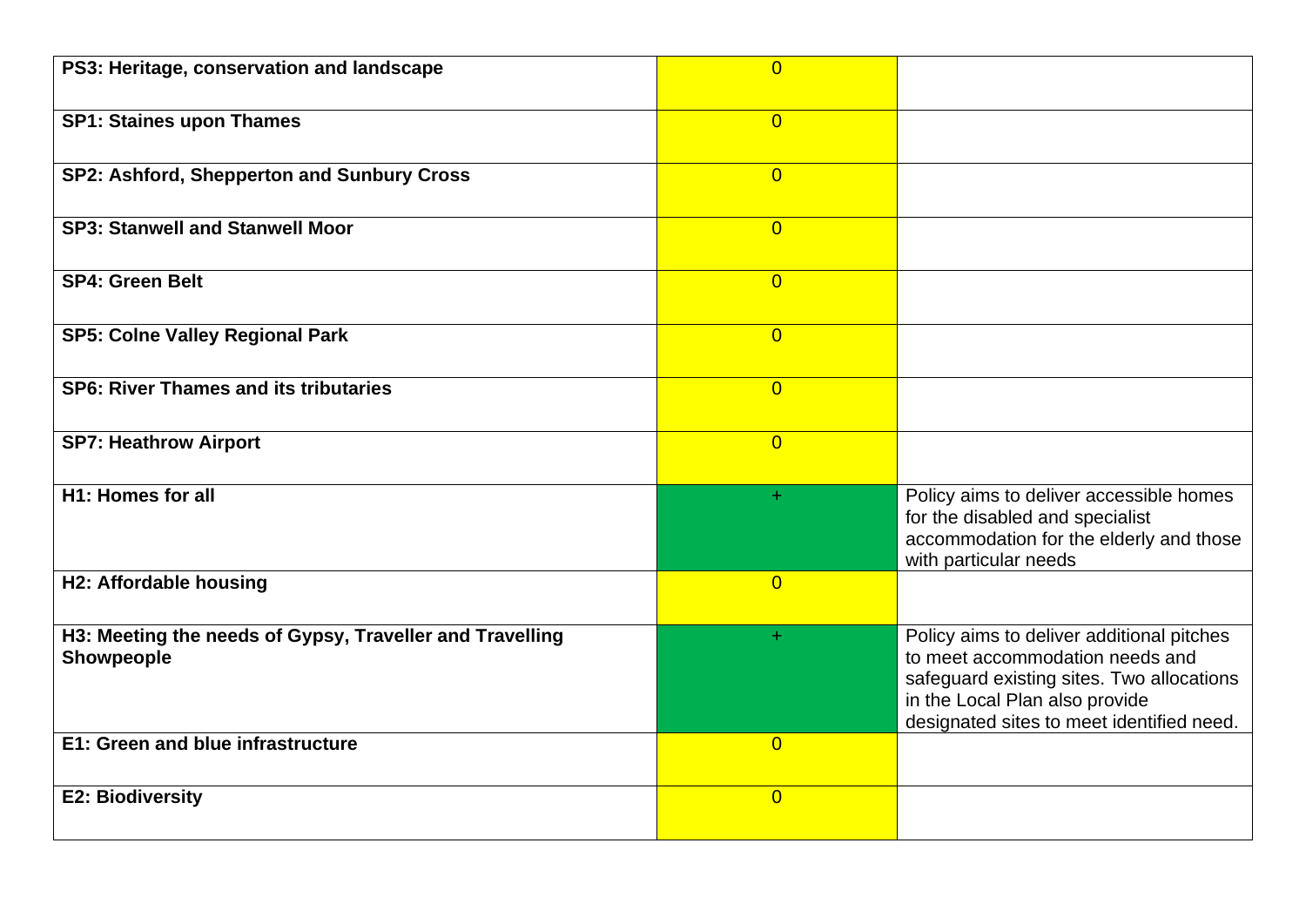| | | |
|---|---|---|
| **PS3: Heritage, conservation and landscape** | 0 | |
| **SP1: Staines upon Thames** | 0 | |
| **SP2: Ashford, Shepperton and Sunbury Cross** | 0 | |
| **SP3: Stanwell and Stanwell Moor** | 0 | |
| **SP4: Green Belt** | 0 | |
| **SP5: Colne Valley Regional Park** | 0 | |
| **SP6: River Thames and its tributaries** | 0 | |
| **SP7: Heathrow Airport** | 0 | |
| **H1: Homes for all** | + | Policy aims to deliver accessible homes for the disabled and specialist accommodation for the elderly and those with particular needs |
| **H2: Affordable housing** | 0 | |
| **H3: Meeting the needs of Gypsy, Traveller and Travelling Showpeople** | + | Policy aims to deliver additional pitches to meet accommodation needs and safeguard existing sites. Two allocations in the Local Plan also provide designated sites to meet identified need. |
| **E1: Green and blue infrastructure** | 0 | |
| **E2: Biodiversity** | 0 | |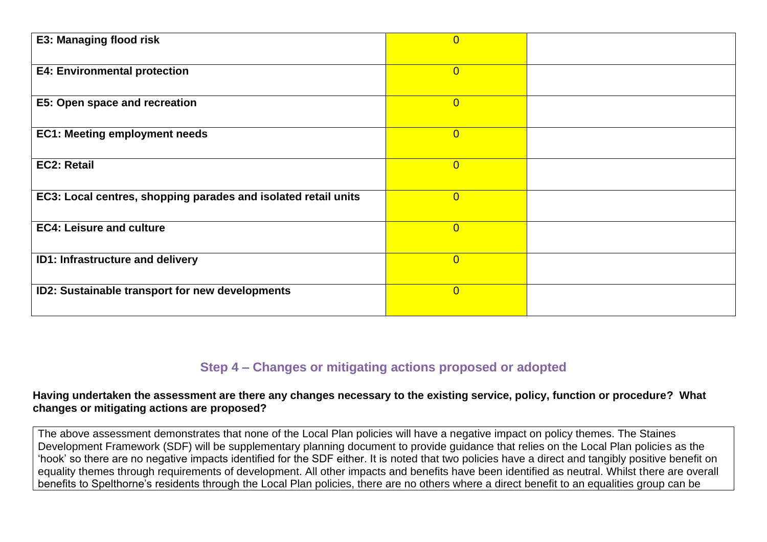| | | |
|---|---|---|
| **E3: Managing flood risk** | 0 | |
| **E4: Environmental protection** | 0 | |
| **E5: Open space and recreation** | 0 | |
| **EC1: Meeting employment needs** | 0 | |
| **EC2: Retail** | 0 | |
| **EC3: Local centres, shopping parades and isolated retail units** | 0 | |
| **EC4: Leisure and culture** | 0 | |
| **ID1: Infrastructure and delivery** | 0 | |
| **ID2: Sustainable transport for new developments** | 0 | |

## Step 4 – Changes or mitigating actions proposed or adopted

**Having undertaken the assessment are there any changes necessary to the existing service, policy, function or procedure? What changes or mitigating actions are proposed?**

The above assessment demonstrates that none of the Local Plan policies will have a negative impact on policy themes. The Staines Development Framework (SDF) will be supplementary planning document to provide guidance that relies on the Local Plan policies as the 'hook' so there are no negative impacts identified for the SDF either. It is noted that two policies have a direct and tangibly positive benefit on equality themes through requirements of development. All other impacts and benefits have been identified as neutral. Whilst there are overall benefits to Spelthorne's residents through the Local Plan policies, there are no others where a direct benefit to an equalities group can be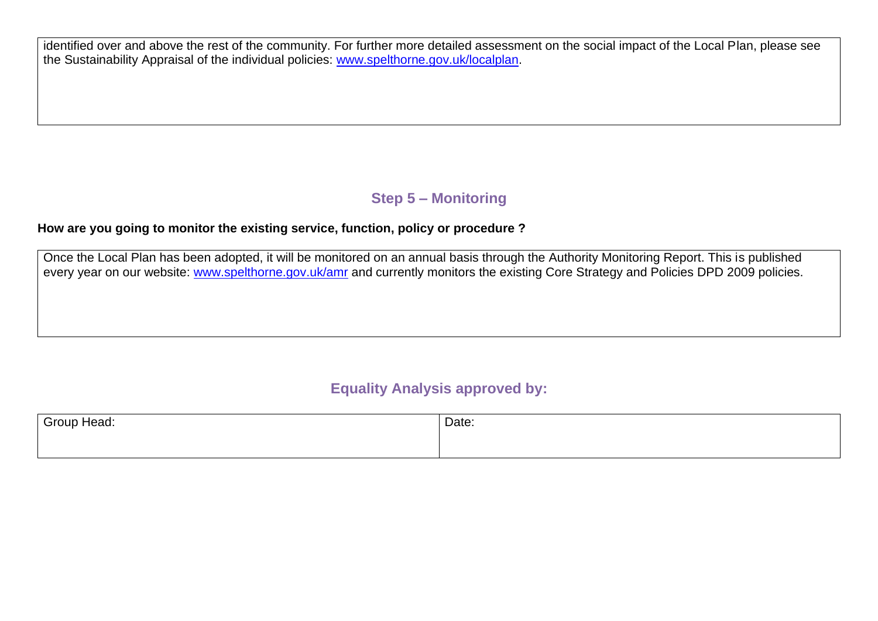identified over and above the rest of the community. For further more detailed assessment on the social impact of the Local Plan, please see the Sustainability Appraisal of the individual policies: [www.spelthorne.gov.uk/localplan](http://www.spelthorne.gov.uk/localplan).

## Step 5 – Monitoring

**How are you going to monitor the existing service, function, policy or procedure ?**

Once the Local Plan has been adopted, it will be monitored on an annual basis through the Authority Monitoring Report. This is published every year on our website: [www.spelthorne.gov.uk/amr](http://www.spelthorne.gov.uk/amr) and currently monitors the existing Core Strategy and Policies DPD 2009 policies.

## Equality Analysis approved by:

| | |
|---|---|
| Group Head: | Date: |